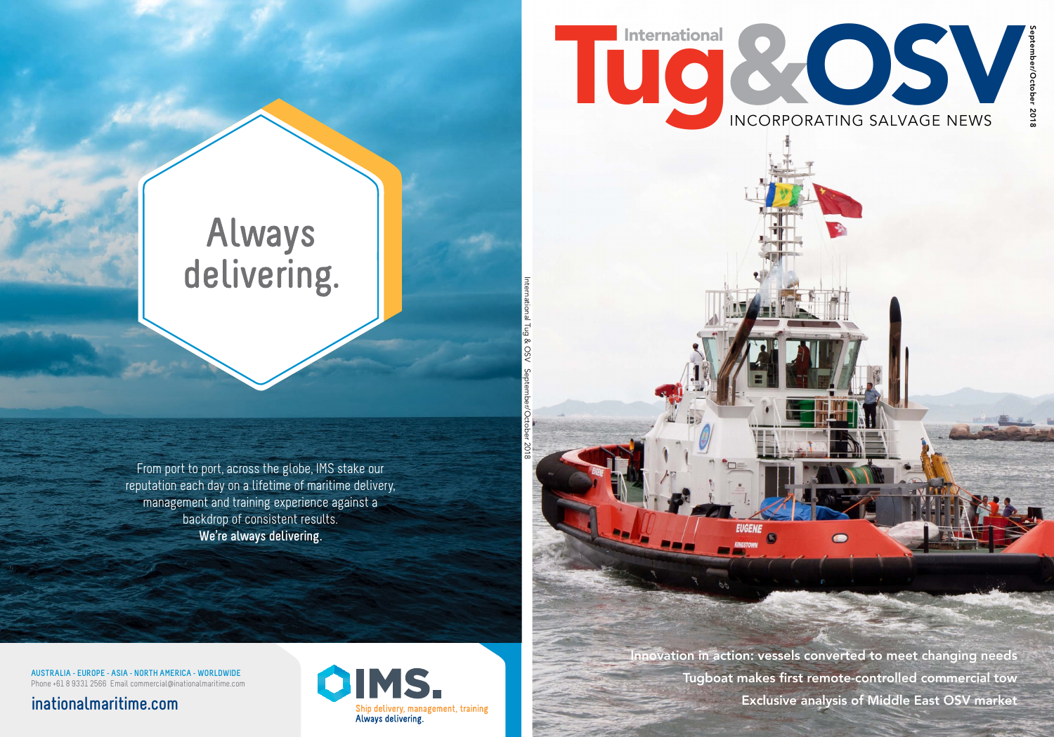Always delivering.

From port to port, across the globe, IMS stake our reputation each day on a lifetime of maritime delivery, management and training experience against a backdrop of consistent results.
**We're always delivering.**

AUSTRALIA - EUROPE - ASIA - NORTH AMERICA - WORLDWIDE
Phone +61 8 9331 2566 Email commercial@inationalmaritime.com

inationalmaritime.com

IMS.
Ship delivery, management, training
Always delivering.

International Tug & OSV September/October 2018

# International Tug & OSV

INCORPORATING SALVAGE NEWS

September/October 2018

Innovation in action: vessels converted to meet changing needs

Tugboat makes first remote-controlled commercial tow

Exclusive analysis of Middle East OSV market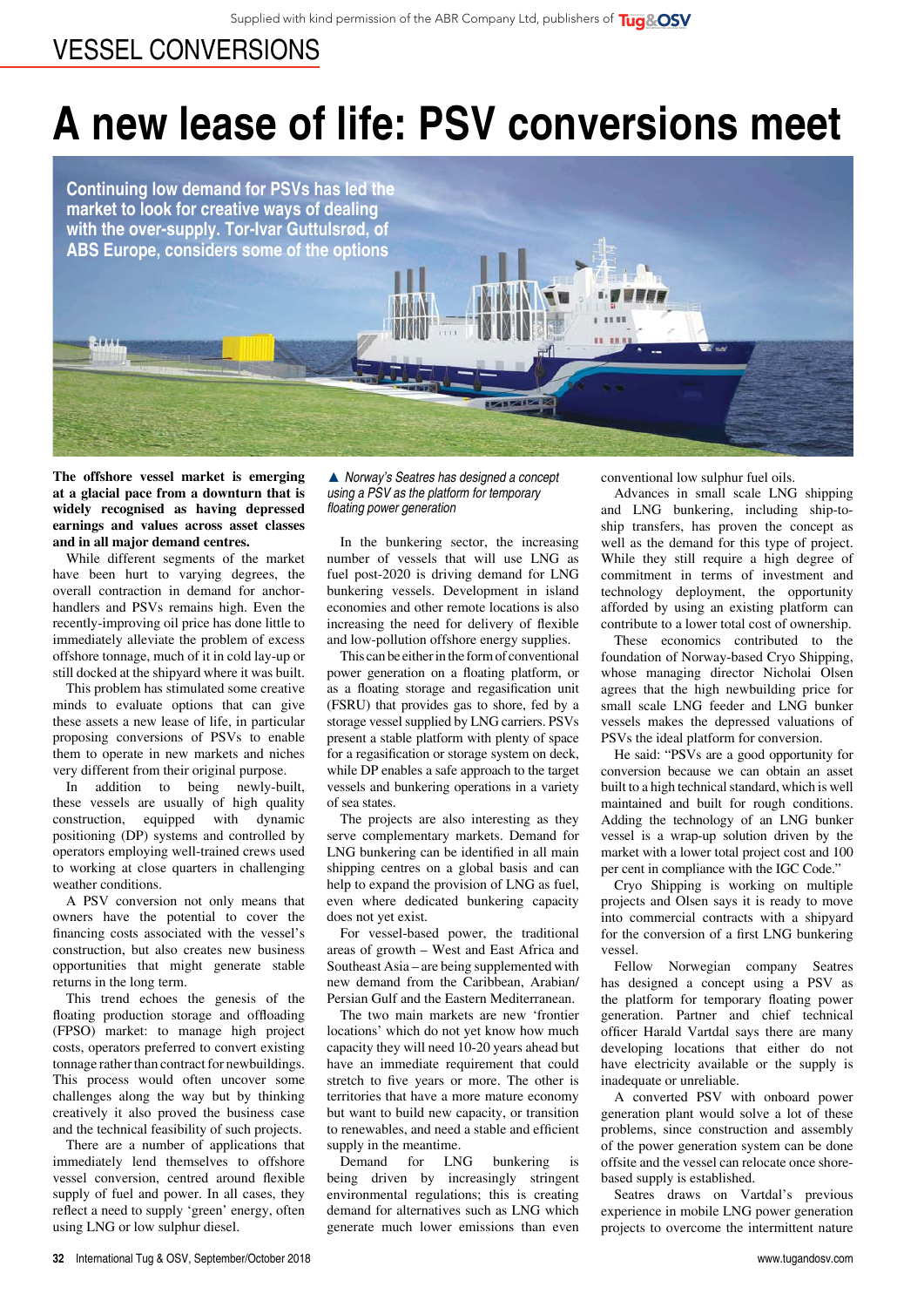# A new lease of life: PSV conversions meet

**Continuing low demand for PSVs has led the market to look for creative ways of dealing with the over-supply. Tor-Ivar Guttulsrød, of ABS Europe, considers some of the options**

▲ *Norway's Seatres has designed a concept using a PSV as the platform for temporary floating power generation*

**The offshore vessel market is emerging at a glacial pace from a downturn that is widely recognised as having depressed earnings and values across asset classes and in all major demand centres.**

While different segments of the market have been hurt to varying degrees, the overall contraction in demand for anchor-handlers and PSVs remains high. Even the recently-improving oil price has done little to immediately alleviate the problem of excess offshore tonnage, much of it in cold lay-up or still docked at the shipyard where it was built.

This problem has stimulated some creative minds to evaluate options that can give these assets a new lease of life, in particular proposing conversions of PSVs to enable them to operate in new markets and niches very different from their original purpose.

In addition to being newly-built, these vessels are usually of high quality construction, equipped with dynamic positioning (DP) systems and controlled by operators employing well-trained crews used to working at close quarters in challenging weather conditions.

A PSV conversion not only means that owners have the potential to cover the financing costs associated with the vessel's construction, but also creates new business opportunities that might generate stable returns in the long term.

This trend echoes the genesis of the floating production storage and offloading (FPSO) market: to manage high project costs, operators preferred to convert existing tonnage rather than contract for newbuildings. This process would often uncover some challenges along the way but by thinking creatively it also proved the business case and the technical feasibility of such projects.

There are a number of applications that immediately lend themselves to offshore vessel conversion, centred around flexible supply of fuel and power. In all cases, they reflect a need to supply 'green' energy, often using LNG or low sulphur diesel.

In the bunkering sector, the increasing number of vessels that will use LNG as fuel post-2020 is driving demand for LNG bunkering vessels. Development in island economies and other remote locations is also increasing the need for delivery of flexible and low-pollution offshore energy supplies.

This can be either in the form of conventional power generation on a floating platform, or as a floating storage and regasification unit (FSRU) that provides gas to shore, fed by a storage vessel supplied by LNG carriers. PSVs present a stable platform with plenty of space for a regasification or storage system on deck, while DP enables a safe approach to the target vessels and bunkering operations in a variety of sea states.

The projects are also interesting as they serve complementary markets. Demand for LNG bunkering can be identified in all main shipping centres on a global basis and can help to expand the provision of LNG as fuel, even where dedicated bunkering capacity does not yet exist.

For vessel-based power, the traditional areas of growth – West and East Africa and Southeast Asia – are being supplemented with new demand from the Caribbean, Arabian/Persian Gulf and the Eastern Mediterranean.

The two main markets are new 'frontier locations' which do not yet know how much capacity they will need 10-20 years ahead but have an immediate requirement that could stretch to five years or more. The other is territories that have a more mature economy but want to build new capacity, or transition to renewables, and need a stable and efficient supply in the meantime.

Demand for LNG bunkering is being driven by increasingly stringent environmental regulations; this is creating demand for alternatives such as LNG which generate much lower emissions than even conventional low sulphur fuel oils.

Advances in small scale LNG shipping and LNG bunkering, including ship-to-ship transfers, has proven the concept as well as the demand for this type of project. While they still require a high degree of commitment in terms of investment and technology deployment, the opportunity afforded by using an existing platform can contribute to a lower total cost of ownership.

These economics contributed to the foundation of Norway-based Cryo Shipping, whose managing director Nicholai Olsen agrees that the high newbuilding price for small scale LNG feeder and LNG bunker vessels makes the depressed valuations of PSVs the ideal platform for conversion.

He said: "PSVs are a good opportunity for conversion because we can obtain an asset built to a high technical standard, which is well maintained and built for rough conditions. Adding the technology of an LNG bunker vessel is a wrap-up solution driven by the market with a lower total project cost and 100 per cent in compliance with the IGC Code."

Cryo Shipping is working on multiple projects and Olsen says it is ready to move into commercial contracts with a shipyard for the conversion of a first LNG bunkering vessel.

Fellow Norwegian company Seatres has designed a concept using a PSV as the platform for temporary floating power generation. Partner and chief technical officer Harald Vartdal says there are many developing locations that either do not have electricity available or the supply is inadequate or unreliable.

A converted PSV with onboard power generation plant would solve a lot of these problems, since construction and assembly of the power generation system can be done offsite and the vessel can relocate once shore-based supply is established.

Seatres draws on Vartdal's previous experience in mobile LNG power generation projects to overcome the intermittent nature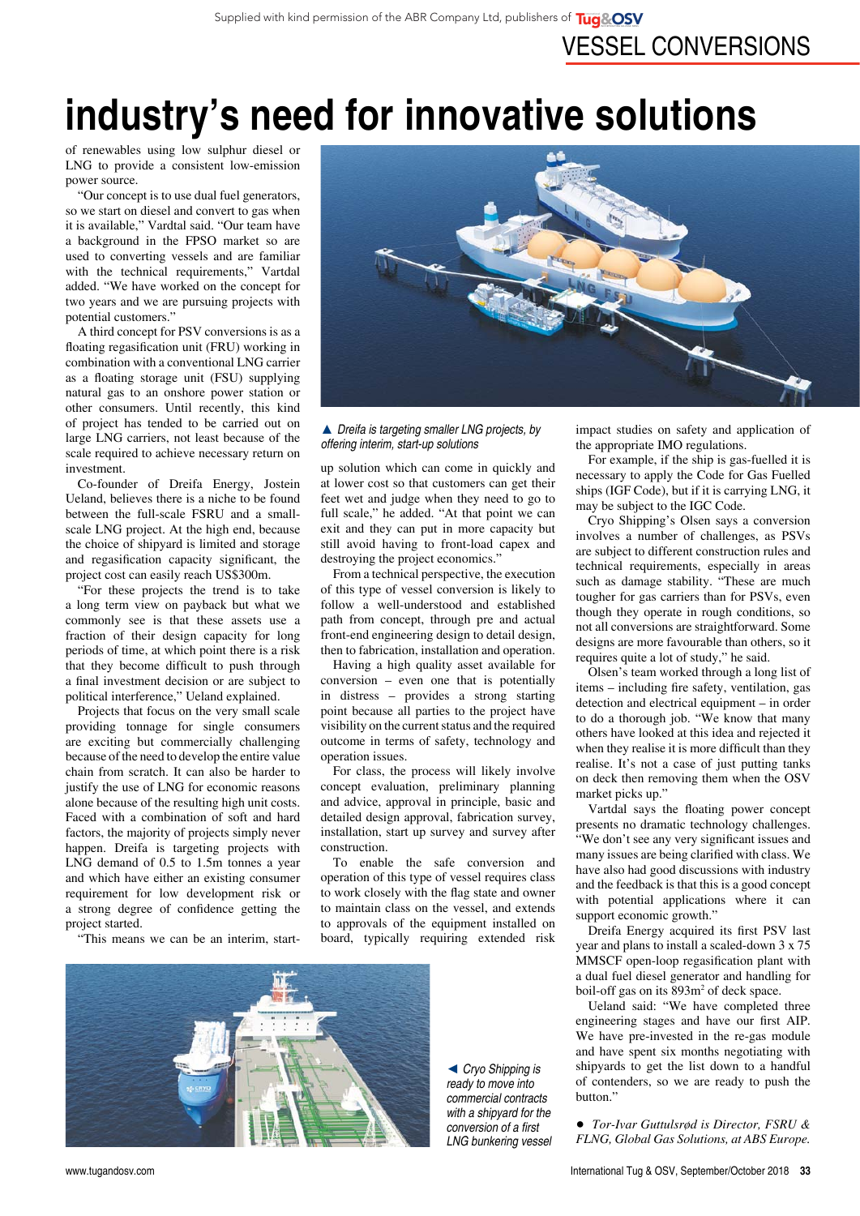# industry's need for innovative solutions

of renewables using low sulphur diesel or LNG to provide a consistent low-emission power source.

"Our concept is to use dual fuel generators, so we start on diesel and convert to gas when it is available," Vardtal said. "Our team have a background in the FPSO market so are used to converting vessels and are familiar with the technical requirements," Vardtal added. "We have worked on the concept for two years and we are pursuing projects with potential customers."

A third concept for PSV conversions is as a floating regasification unit (FRU) working in combination with a conventional LNG carrier as a floating storage unit (FSU) supplying natural gas to an onshore power station or other consumers. Until recently, this kind of project has tended to be carried out on large LNG carriers, not least because of the scale required to achieve necessary return on investment.

Co-founder of Dreifa Energy, Jostein Ueland, believes there is a niche to be found between the full-scale FSRU and a small-scale LNG project. At the high end, because the choice of shipyard is limited and storage and regasification capacity significant, the project cost can easily reach US$300m.

"For these projects the trend is to take a long term view on payback but what we commonly see is that these assets use a fraction of their design capacity for long periods of time, at which point there is a risk that they become difficult to push through a final investment decision or are subject to political interference," Ueland explained.

Projects that focus on the very small scale providing tonnage for single consumers are exciting but commercially challenging because of the need to develop the entire value chain from scratch. It can also be harder to justify the use of LNG for economic reasons alone because of the resulting high unit costs. Faced with a combination of soft and hard factors, the majority of projects simply never happen. Dreifa is targeting projects with LNG demand of 0.5 to 1.5m tonnes a year and which have either an existing consumer requirement for low development risk or a strong degree of confidence getting the project started.

"This means we can be an interim, start-up solution which can come in quickly and at lower cost so that customers can get their feet wet and judge when they need to go to full scale," he added. "At that point we can exit and they can put in more capacity but still avoid having to front-load capex and destroying the project economics."

▲ *Dreifa is targeting smaller LNG projects, by offering interim, start-up solutions*

From a technical perspective, the execution of this type of vessel conversion is likely to follow a well-understood and established path from concept, through pre and actual front-end engineering design to detail design, then to fabrication, installation and operation.

Having a high quality asset available for conversion – even one that is potentially in distress – provides a strong starting point because all parties to the project have visibility on the current status and the required outcome in terms of safety, technology and operation issues.

For class, the process will likely involve concept evaluation, preliminary planning and advice, approval in principle, basic and detailed design approval, fabrication survey, installation, start up survey and survey after construction.

To enable the safe conversion and operation of this type of vessel requires class to work closely with the flag state and owner to maintain class on the vessel, and extends to approvals of the equipment installed on board, typically requiring extended risk impact studies on safety and application of the appropriate IMO regulations.

For example, if the ship is gas-fuelled it is necessary to apply the Code for Gas Fuelled ships (IGF Code), but if it is carrying LNG, it may be subject to the IGC Code.

Cryo Shipping's Olsen says a conversion involves a number of challenges, as PSVs are subject to different construction rules and technical requirements, especially in areas such as damage stability. "These are much tougher for gas carriers than for PSVs, even though they operate in rough conditions, so not all conversions are straightforward. Some designs are more favourable than others, so it requires quite a lot of study," he said.

Olsen's team worked through a long list of items – including fire safety, ventilation, gas detection and electrical equipment – in order to do a thorough job. "We know that many others have looked at this idea and rejected it when they realise it is more difficult than they realise. It's not a case of just putting tanks on deck then removing them when the OSV market picks up."

Vardtal says the floating power concept presents no dramatic technology challenges. "We don't see any very significant issues and many issues are being clarified with class. We have also had good discussions with industry and the feedback is that this is a good concept with potential applications where it can support economic growth."

Dreifa Energy acquired its first PSV last year and plans to install a scaled-down 3 x 75 MMSCF open-loop regasification plant with a dual fuel diesel generator and handling for boil-off gas on its 893m$^2$ of deck space.

Ueland said: "We have completed three engineering stages and have our first AIP. We have pre-invested in the re-gas module and have spent six months negotiating with shipyards to get the list down to a handful of contenders, so we are ready to push the button."

◄ *Cryo Shipping is ready to move into commercial contracts with a shipyard for the conversion of a first LNG bunkering vessel*

● *Tor-Ivar Guttulsrød is Director, FSRU & FLNG, Global Gas Solutions, at ABS Europe.*